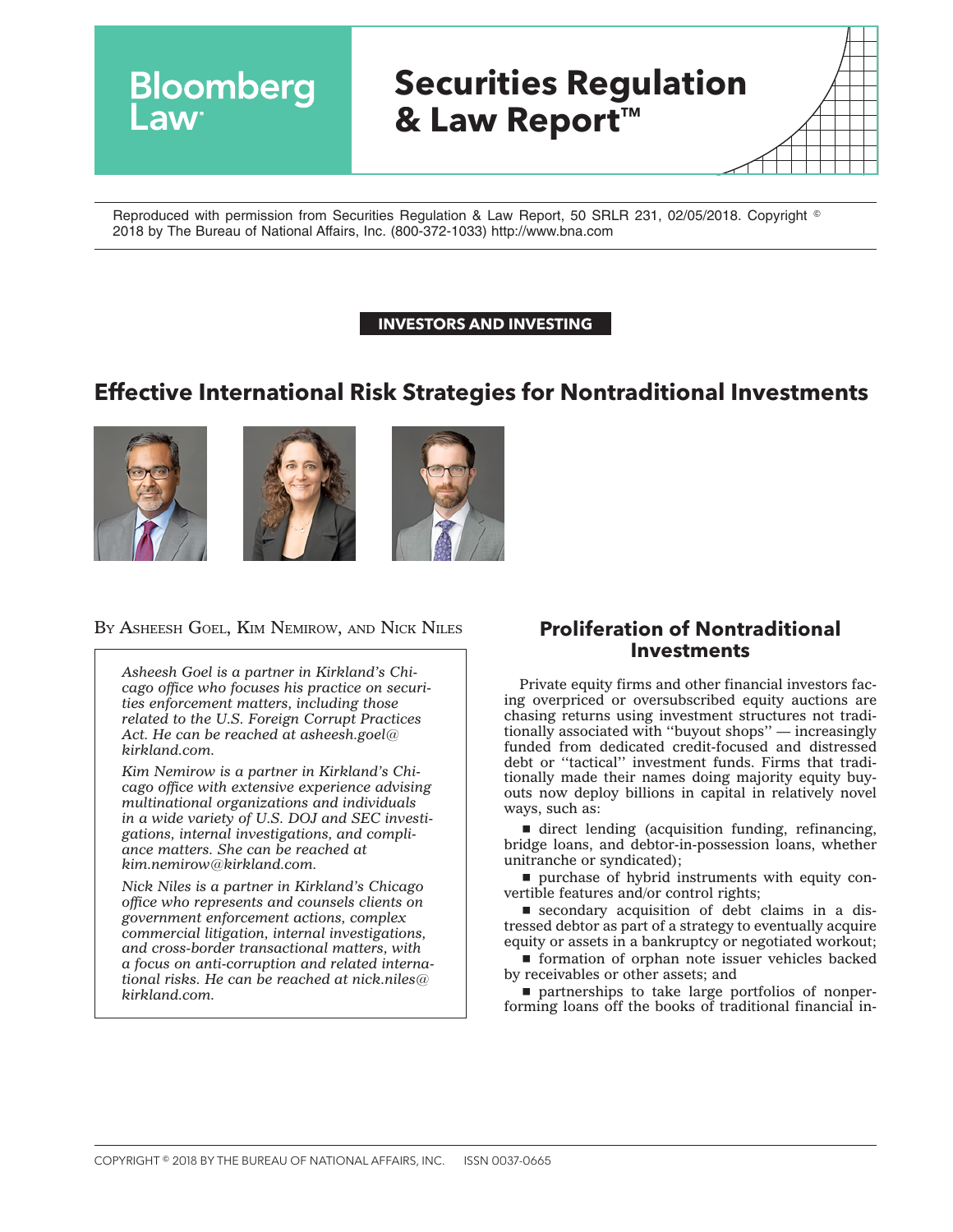Bloomberg Law

# Securities Regulation & Law Report™

Reproduced with permission from Securities Regulation & Law Report, 50 SRLR 231, 02/05/2018. Copyright © 2018 by The Bureau of National Affairs, Inc. (800-372-1033) http://www.bna.com

**INVESTORS AND INVESTING**

# Effective International Risk Strategies for Nontraditional Investments

By Asheesh Goel, Kim Nemirow, and Nick Niles

*Asheesh Goel is a partner in Kirkland's Chicago office who focuses his practice on securities enforcement matters, including those related to the U.S. Foreign Corrupt Practices Act. He can be reached at asheesh.goel@kirkland.com.*

*Kim Nemirow is a partner in Kirkland's Chicago office with extensive experience advising multinational organizations and individuals in a wide variety of U.S. DOJ and SEC investigations, internal investigations, and compliance matters. She can be reached at kim.nemirow@kirkland.com.*

*Nick Niles is a partner in Kirkland's Chicago office who represents and counsels clients on government enforcement actions, complex commercial litigation, internal investigations, and cross-border transactional matters, with a focus on anti-corruption and related international risks. He can be reached at nick.niles@kirkland.com.*

## Proliferation of Nontraditional Investments

Private equity firms and other financial investors facing overpriced or oversubscribed equity auctions are chasing returns using investment structures not traditionally associated with ''buyout shops'' — increasingly funded from dedicated credit-focused and distressed debt or ''tactical'' investment funds. Firms that traditionally made their names doing majority equity buyouts now deploy billions in capital in relatively novel ways, such as:

- direct lending (acquisition funding, refinancing, bridge loans, and debtor-in-possession loans, whether unitranche or syndicated);
- purchase of hybrid instruments with equity convertible features and/or control rights;
- secondary acquisition of debt claims in a distressed debtor as part of a strategy to eventually acquire equity or assets in a bankruptcy or negotiated workout;
- formation of orphan note issuer vehicles backed by receivables or other assets; and
- partnerships to take large portfolios of nonperforming loans off the books of traditional financial in-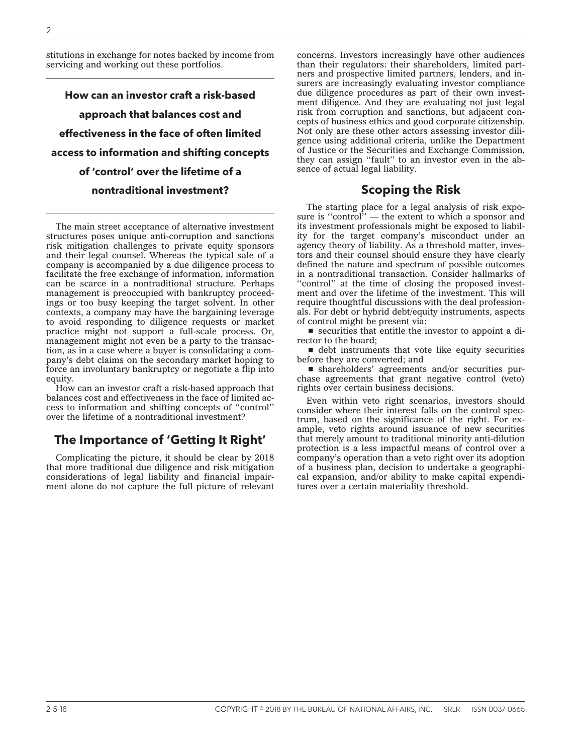stitutions in exchange for notes backed by income from servicing and working out these portfolios.

**How can an investor craft a risk-based approach that balances cost and effectiveness in the face of often limited access to information and shifting concepts of 'control' over the lifetime of a nontraditional investment?**

The main street acceptance of alternative investment structures poses unique anti-corruption and sanctions risk mitigation challenges to private equity sponsors and their legal counsel. Whereas the typical sale of a company is accompanied by a due diligence process to facilitate the free exchange of information, information can be scarce in a nontraditional structure. Perhaps management is preoccupied with bankruptcy proceedings or too busy keeping the target solvent. In other contexts, a company may have the bargaining leverage to avoid responding to diligence requests or market practice might not support a full-scale process. Or, management might not even be a party to the transaction, as in a case where a buyer is consolidating a company's debt claims on the secondary market hoping to force an involuntary bankruptcy or negotiate a flip into equity.

How can an investor craft a risk-based approach that balances cost and effectiveness in the face of limited access to information and shifting concepts of ''control'' over the lifetime of a nontraditional investment?

## The Importance of 'Getting It Right'

Complicating the picture, it should be clear by 2018 that more traditional due diligence and risk mitigation considerations of legal liability and financial impairment alone do not capture the full picture of relevant concerns. Investors increasingly have other audiences than their regulators: their shareholders, limited partners and prospective limited partners, lenders, and insurers are increasingly evaluating investor compliance due diligence procedures as part of their own investment diligence. And they are evaluating not just legal risk from corruption and sanctions, but adjacent concepts of business ethics and good corporate citizenship. Not only are these other actors assessing investor diligence using additional criteria, unlike the Department of Justice or the Securities and Exchange Commission, they can assign ''fault'' to an investor even in the absence of actual legal liability.

## Scoping the Risk

The starting place for a legal analysis of risk exposure is ''control'' — the extent to which a sponsor and its investment professionals might be exposed to liability for the target company's misconduct under an agency theory of liability. As a threshold matter, investors and their counsel should ensure they have clearly defined the nature and spectrum of possible outcomes in a nontraditional transaction. Consider hallmarks of ''control'' at the time of closing the proposed investment and over the lifetime of the investment. This will require thoughtful discussions with the deal professionals. For debt or hybrid debt/equity instruments, aspects of control might be present via:

- securities that entitle the investor to appoint a director to the board;
- debt instruments that vote like equity securities before they are converted; and
- shareholders' agreements and/or securities purchase agreements that grant negative control (veto) rights over certain business decisions.

Even within veto right scenarios, investors should consider where their interest falls on the control spectrum, based on the significance of the right. For example, veto rights around issuance of new securities that merely amount to traditional minority anti-dilution protection is a less impactful means of control over a company's operation than a veto right over its adoption of a business plan, decision to undertake a geographical expansion, and/or ability to make capital expenditures over a certain materiality threshold.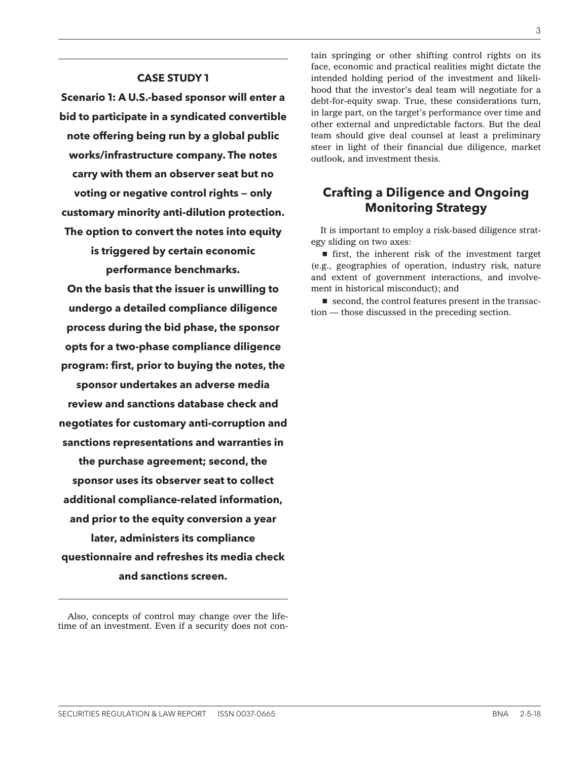**CASE STUDY 1**

**Scenario 1: A U.S.-based sponsor will enter a bid to participate in a syndicated convertible note offering being run by a global public works/infrastructure company. The notes carry with them an observer seat but no voting or negative control rights — only customary minority anti-dilution protection. The option to convert the notes into equity is triggered by certain economic performance benchmarks.**

**On the basis that the issuer is unwilling to undergo a detailed compliance diligence process during the bid phase, the sponsor opts for a two-phase compliance diligence program: first, prior to buying the notes, the sponsor undertakes an adverse media review and sanctions database check and negotiates for customary anti-corruption and sanctions representations and warranties in the purchase agreement; second, the sponsor uses its observer seat to collect additional compliance-related information, and prior to the equity conversion a year later, administers its compliance questionnaire and refreshes its media check and sanctions screen.**

Also, concepts of control may change over the lifetime of an investment. Even if a security does not contain springing or other shifting control rights on its face, economic and practical realities might dictate the intended holding period of the investment and likelihood that the investor's deal team will negotiate for a debt-for-equity swap. True, these considerations turn, in large part, on the target's performance over time and other external and unpredictable factors. But the deal team should give deal counsel at least a preliminary steer in light of their financial due diligence, market outlook, and investment thesis.

## Crafting a Diligence and Ongoing Monitoring Strategy

It is important to employ a risk-based diligence strategy sliding on two axes:

- first, the inherent risk of the investment target (e.g., geographies of operation, industry risk, nature and extent of government interactions, and involvement in historical misconduct); and
- second, the control features present in the transaction — those discussed in the preceding section.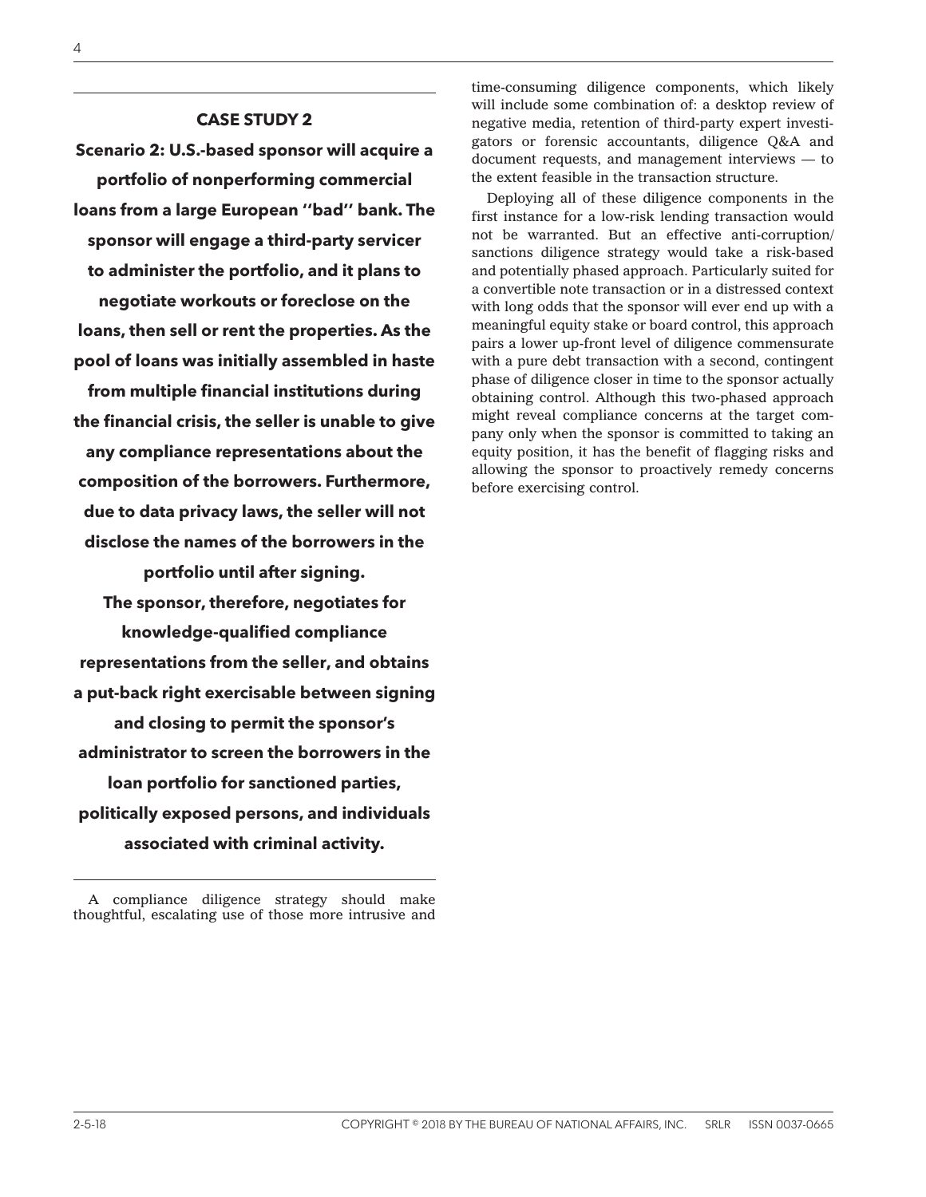## CASE STUDY 2

**Scenario 2: U.S.-based sponsor will acquire a portfolio of nonperforming commercial loans from a large European ''bad'' bank. The sponsor will engage a third-party servicer to administer the portfolio, and it plans to negotiate workouts or foreclose on the loans, then sell or rent the properties. As the pool of loans was initially assembled in haste from multiple financial institutions during the financial crisis, the seller is unable to give any compliance representations about the composition of the borrowers. Furthermore, due to data privacy laws, the seller will not disclose the names of the borrowers in the portfolio until after signing.**

**The sponsor, therefore, negotiates for knowledge-qualified compliance representations from the seller, and obtains a put-back right exercisable between signing and closing to permit the sponsor's administrator to screen the borrowers in the loan portfolio for sanctioned parties, politically exposed persons, and individuals associated with criminal activity.**

A compliance diligence strategy should make thoughtful, escalating use of those more intrusive and time-consuming diligence components, which likely will include some combination of: a desktop review of negative media, retention of third-party expert investigators or forensic accountants, diligence Q&A and document requests, and management interviews — to the extent feasible in the transaction structure.

Deploying all of these diligence components in the first instance for a low-risk lending transaction would not be warranted. But an effective anti-corruption/sanctions diligence strategy would take a risk-based and potentially phased approach. Particularly suited for a convertible note transaction or in a distressed context with long odds that the sponsor will ever end up with a meaningful equity stake or board control, this approach pairs a lower up-front level of diligence commensurate with a pure debt transaction with a second, contingent phase of diligence closer in time to the sponsor actually obtaining control. Although this two-phased approach might reveal compliance concerns at the target company only when the sponsor is committed to taking an equity position, it has the benefit of flagging risks and allowing the sponsor to proactively remedy concerns before exercising control.